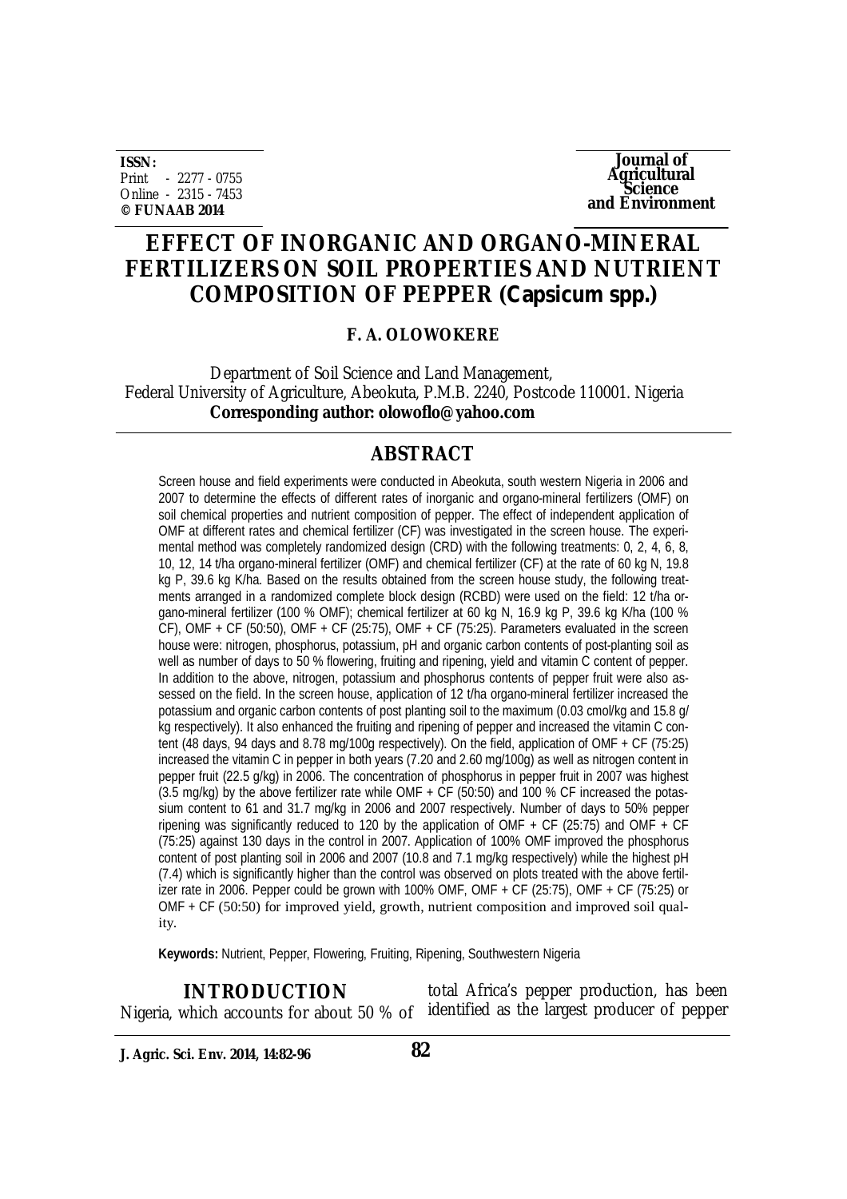ISSN:
Print - 2277 - 0755
Online - 2315 - 7453
**© FUNAAB 2014**

**Journal of Agricultural Science and Environment**

# EFFECT OF INORGANIC AND ORGANO-MINERAL FERTILIZERS ON SOIL PROPERTIES AND NUTRIENT COMPOSITION OF PEPPER (*Capsicum spp.*)

**F. A. OLOWOKERE**

Department of Soil Science and Land Management,
Federal University of Agriculture, Abeokuta, P.M.B. 2240, Postcode 110001. Nigeria
**Corresponding author: olowoflo@yahoo.com**

## ABSTRACT

Screen house and field experiments were conducted in Abeokuta, south western Nigeria in 2006 and 2007 to determine the effects of different rates of inorganic and organo-mineral fertilizers (OMF) on soil chemical properties and nutrient composition of pepper. The effect of independent application of OMF at different rates and chemical fertilizer (CF) was investigated in the screen house. The experimental method was completely randomized design (CRD) with the following treatments: 0, 2, 4, 6, 8, 10, 12, 14 t/ha organo-mineral fertilizer (OMF) and chemical fertilizer (CF) at the rate of 60 kg N, 19.8 kg P, 39.6 kg K/ha. Based on the results obtained from the screen house study, the following treatments arranged in a randomized complete block design (RCBD) were used on the field: 12 t/ha organo-mineral fertilizer (100 % OMF); chemical fertilizer at 60 kg N, 16.9 kg P, 39.6 kg K/ha (100 % CF), OMF + CF (50:50), OMF + CF (25:75), OMF + CF (75:25). Parameters evaluated in the screen house were: nitrogen, phosphorus, potassium, pH and organic carbon contents of post-planting soil as well as number of days to 50 % flowering, fruiting and ripening, yield and vitamin C content of pepper. In addition to the above, nitrogen, potassium and phosphorus contents of pepper fruit were also assessed on the field. In the screen house, application of 12 t/ha organo-mineral fertilizer increased the potassium and organic carbon contents of post planting soil to the maximum (0.03 cmol/kg and 15.8 g/kg respectively). It also enhanced the fruiting and ripening of pepper and increased the vitamin C content (48 days, 94 days and 8.78 mg/100g respectively). On the field, application of OMF + CF (75:25) increased the vitamin C in pepper in both years (7.20 and 2.60 mg/100g) as well as nitrogen content in pepper fruit (22.5 g/kg) in 2006. The concentration of phosphorus in pepper fruit in 2007 was highest (3.5 mg/kg) by the above fertilizer rate while OMF + CF (50:50) and 100 % CF increased the potassium content to 61 and 31.7 mg/kg in 2006 and 2007 respectively. Number of days to 50% pepper ripening was significantly reduced to 120 by the application of OMF + CF (25:75) and OMF + CF (75:25) against 130 days in the control in 2007. Application of 100% OMF improved the phosphorus content of post planting soil in 2006 and 2007 (10.8 and 7.1 mg/kg respectively) while the highest pH (7.4) which is significantly higher than the control was observed on plots treated with the above fertilizer rate in 2006. Pepper could be grown with 100% OMF, OMF + CF (25:75), OMF + CF (75:25) or OMF + CF (50:50) for improved yield, growth, nutrient composition and improved soil quality.

**Keywords:** Nutrient, Pepper, Flowering, Fruiting, Ripening, Southwestern Nigeria

## INTRODUCTION

Nigeria, which accounts for about 50 % of total Africa's pepper production, has been identified as the largest producer of pepper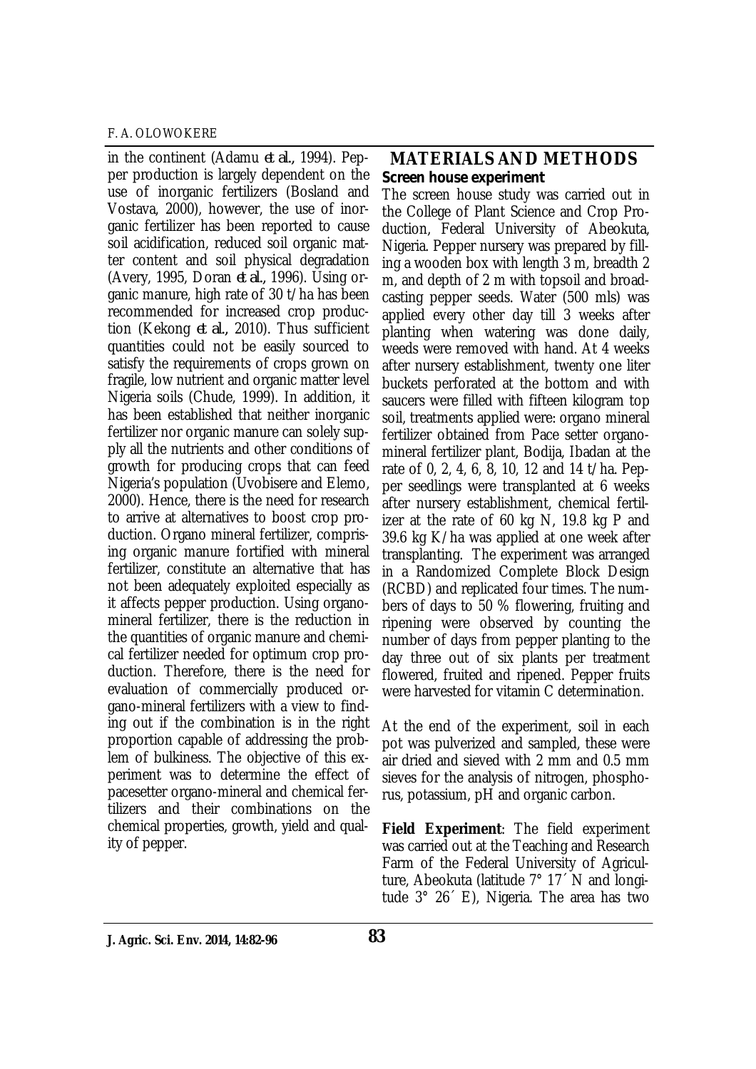in the continent (Adamu *et al.*, 1994). Pepper production is largely dependent on the use of inorganic fertilizers (Bosland and Vostava, 2000), however, the use of inorganic fertilizer has been reported to cause soil acidification, reduced soil organic matter content and soil physical degradation (Avery, 1995, Doran *et al.*, 1996). Using organic manure, high rate of 30 t/ha has been recommended for increased crop production (Kekong *et al.*, 2010). Thus sufficient quantities could not be easily sourced to satisfy the requirements of crops grown on fragile, low nutrient and organic matter level Nigeria soils (Chude, 1999). In addition, it has been established that neither inorganic fertilizer nor organic manure can solely supply all the nutrients and other conditions of growth for producing crops that can feed Nigeria's population (Uvobisere and Elemo, 2000). Hence, there is the need for research to arrive at alternatives to boost crop production. Organo mineral fertilizer, comprising organic manure fortified with mineral fertilizer, constitute an alternative that has not been adequately exploited especially as it affects pepper production. Using organo-mineral fertilizer, there is the reduction in the quantities of organic manure and chemical fertilizer needed for optimum crop production. Therefore, there is the need for evaluation of commercially produced organo-mineral fertilizers with a view to finding out if the combination is in the right proportion capable of addressing the problem of bulkiness. The objective of this experiment was to determine the effect of pacesetter organo-mineral and chemical fertilizers and their combinations on the chemical properties, growth, yield and quality of pepper.

## MATERIALS AND METHODS

### Screen house experiment

The screen house study was carried out in the College of Plant Science and Crop Production, Federal University of Abeokuta, Nigeria. Pepper nursery was prepared by filling a wooden box with length 3 m, breadth 2 m, and depth of 2 m with topsoil and broadcasting pepper seeds. Water (500 mls) was applied every other day till 3 weeks after planting when watering was done daily, weeds were removed with hand. At 4 weeks after nursery establishment, twenty one liter buckets perforated at the bottom and with saucers were filled with fifteen kilogram top soil, treatments applied were: organo mineral fertilizer obtained from Pace setter organo-mineral fertilizer plant, Bodija, Ibadan at the rate of 0, 2, 4, 6, 8, 10, 12 and 14 t/ha. Pepper seedlings were transplanted at 6 weeks after nursery establishment, chemical fertilizer at the rate of 60 kg N, 19.8 kg P and 39.6 kg K/ha was applied at one week after transplanting. The experiment was arranged in a Randomized Complete Block Design (RCBD) and replicated four times. The numbers of days to 50 % flowering, fruiting and ripening were observed by counting the number of days from pepper planting to the day three out of six plants per treatment flowered, fruited and ripened. Pepper fruits were harvested for vitamin C determination.

At the end of the experiment, soil in each pot was pulverized and sampled, these were air dried and sieved with 2 mm and 0.5 mm sieves for the analysis of nitrogen, phosphorus, potassium, pH and organic carbon.

**Field Experiment**: The field experiment was carried out at the Teaching and Research Farm of the Federal University of Agriculture, Abeokuta (latitude 7° 17´ N and longitude 3° 26´ E), Nigeria. The area has two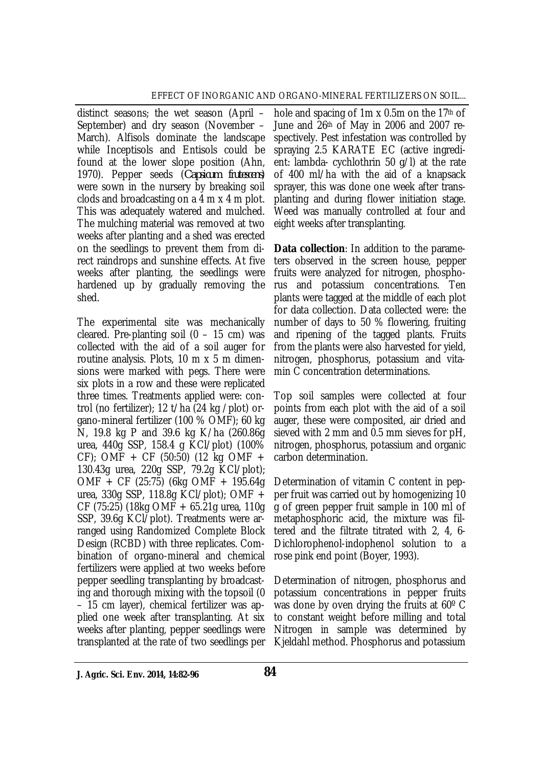distinct seasons; the wet season (April – September) and dry season (November – March). Alfisols dominate the landscape while Inceptisols and Entisols could be found at the lower slope position (Ahn, 1970). Pepper seeds (*Capsicum frutescens*) were sown in the nursery by breaking soil clods and broadcasting on a 4 m x 4 m plot. This was adequately watered and mulched. The mulching material was removed at two weeks after planting and a shed was erected on the seedlings to prevent them from direct raindrops and sunshine effects. At five weeks after planting, the seedlings were hardened up by gradually removing the shed.

The experimental site was mechanically cleared. Pre-planting soil (0 – 15 cm) was collected with the aid of a soil auger for routine analysis. Plots, 10 m x 5 m dimensions were marked with pegs. There were six plots in a row and these were replicated three times. Treatments applied were: control (no fertilizer); 12 t/ha (24 kg /plot) organo-mineral fertilizer (100 % OMF); 60 kg N, 19.8 kg P and 39.6 kg K/ha (260.86g urea, 440g SSP, 158.4 g KCl/plot) (100% CF); OMF + CF (50:50) (12 kg OMF + 130.43g urea, 220g SSP, 79.2g KCl/plot); OMF + CF (25:75) (6kg OMF + 195.64g urea, 330g SSP, 118.8g KCl/plot); OMF + CF (75:25) (18kg OMF + 65.21g urea, 110g SSP, 39.6g KCl/plot). Treatments were arranged using Randomized Complete Block Design (RCBD) with three replicates. Combination of organo-mineral and chemical fertilizers were applied at two weeks before pepper seedling transplanting by broadcasting and thorough mixing with the topsoil (0 – 15 cm layer), chemical fertilizer was applied one week after transplanting. At six weeks after planting, pepper seedlings were transplanted at the rate of two seedlings per hole and spacing of 1m x 0.5m on the 17th of June and 26th of May in 2006 and 2007 respectively. Pest infestation was controlled by spraying 2.5 KARATE EC (active ingredient: lambda- cyclothrin 50 g/l) at the rate of 400 ml/ha with the aid of a knapsack sprayer, this was done one week after transplanting and during flower initiation stage. Weed was manually controlled at four and eight weeks after transplanting.

**Data collection**: In addition to the parameters observed in the screen house, pepper fruits were analyzed for nitrogen, phosphorus and potassium concentrations. Ten plants were tagged at the middle of each plot for data collection. Data collected were: the number of days to 50 % flowering, fruiting and ripening of the tagged plants. Fruits from the plants were also harvested for yield, nitrogen, phosphorus, potassium and vitamin C concentration determinations.

Top soil samples were collected at four points from each plot with the aid of a soil auger, these were composited, air dried and sieved with 2 mm and 0.5 mm sieves for pH, nitrogen, phosphorus, potassium and organic carbon determination.

Determination of vitamin C content in pepper fruit was carried out by homogenizing 10 g of green pepper fruit sample in 100 ml of metaphosphoric acid, the mixture was filtered and the filtrate titrated with 2, 4, 6-Dichlorophenol-indophenol solution to a rose pink end point (Boyer, 1993).

Determination of nitrogen, phosphorus and potassium concentrations in pepper fruits was done by oven drying the fruits at 60º C to constant weight before milling and total Nitrogen in sample was determined by Kjeldahl method. Phosphorus and potassium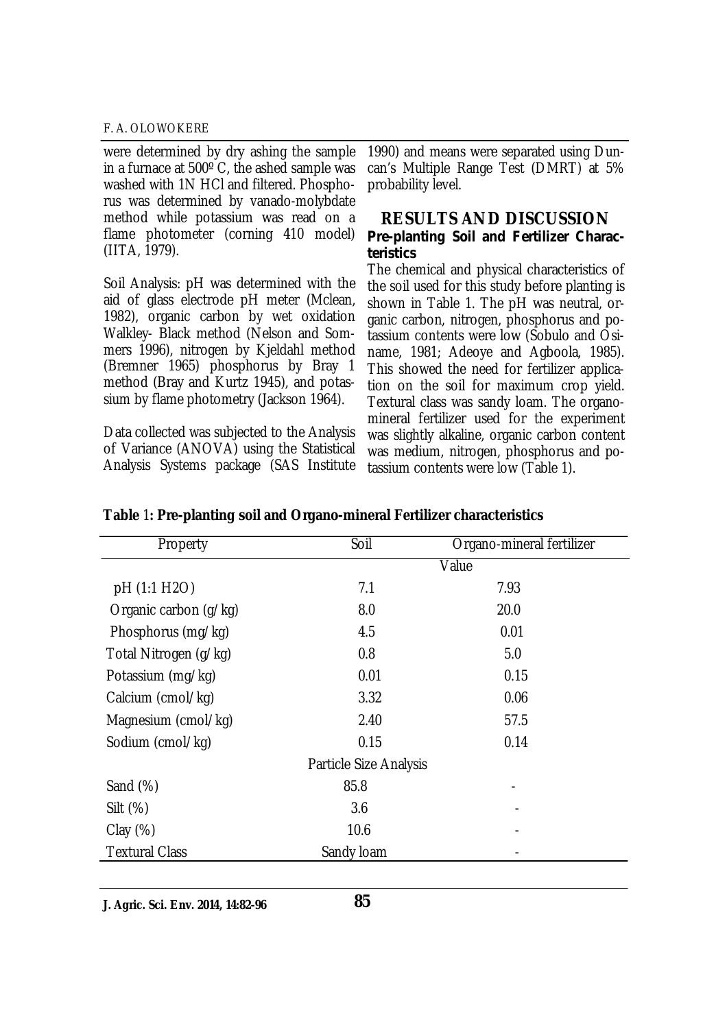were determined by dry ashing the sample in a furnace at 500º C, the ashed sample was washed with 1N HCl and filtered. Phosphorus was determined by vanado-molybdate method while potassium was read on a flame photometer (corning 410 model) (IITA, 1979).

Soil Analysis: pH was determined with the aid of glass electrode pH meter (Mclean, 1982), organic carbon by wet oxidation Walkley- Black method (Nelson and Sommers 1996), nitrogen by Kjeldahl method (Bremner 1965) phosphorus by Bray 1 method (Bray and Kurtz 1945), and potassium by flame photometry (Jackson 1964).

Data collected was subjected to the Analysis of Variance (ANOVA) using the Statistical Analysis Systems package (SAS Institute 1990) and means were separated using Duncan's Multiple Range Test (DMRT) at 5% probability level.

## RESULTS AND DISCUSSION

### Pre-planting Soil and Fertilizer Characteristics

The chemical and physical characteristics of the soil used for this study before planting is shown in Table 1. The pH was neutral, organic carbon, nitrogen, phosphorus and potassium contents were low (Sobulo and Osiname, 1981; Adeoye and Agboola, 1985). This showed the need for fertilizer application on the soil for maximum crop yield. Textural class was sandy loam. The organo-mineral fertilizer used for the experiment was slightly alkaline, organic carbon content was medium, nitrogen, phosphorus and potassium contents were low (Table 1).

**Table 1: Pre-planting soil and Organo-mineral Fertilizer characteristics**

| Property | Soil | Organo-mineral fertilizer |
|---|---|---|
| | Value | |
| pH (1:1 $H_2O$) | 7.1 | 7.93 |
| Organic carbon (g/kg) | 8.0 | 20.0 |
| Phosphorus (mg/kg) | 4.5 | 0.01 |
| Total Nitrogen (g/kg) | 0.8 | 5.0 |
| Potassium (mg/kg) | 0.01 | 0.15 |
| Calcium (cmol/kg) | 3.32 | 0.06 |
| Magnesium (cmol/kg) | 2.40 | 57.5 |
| Sodium (cmol/kg) | 0.15 | 0.14 |
| | Particle Size Analysis | |
| Sand (%) | 85.8 | - |
| Silt (%) | 3.6 | - |
| Clay (%) | 10.6 | - |
| Textural Class | Sandy loam | - |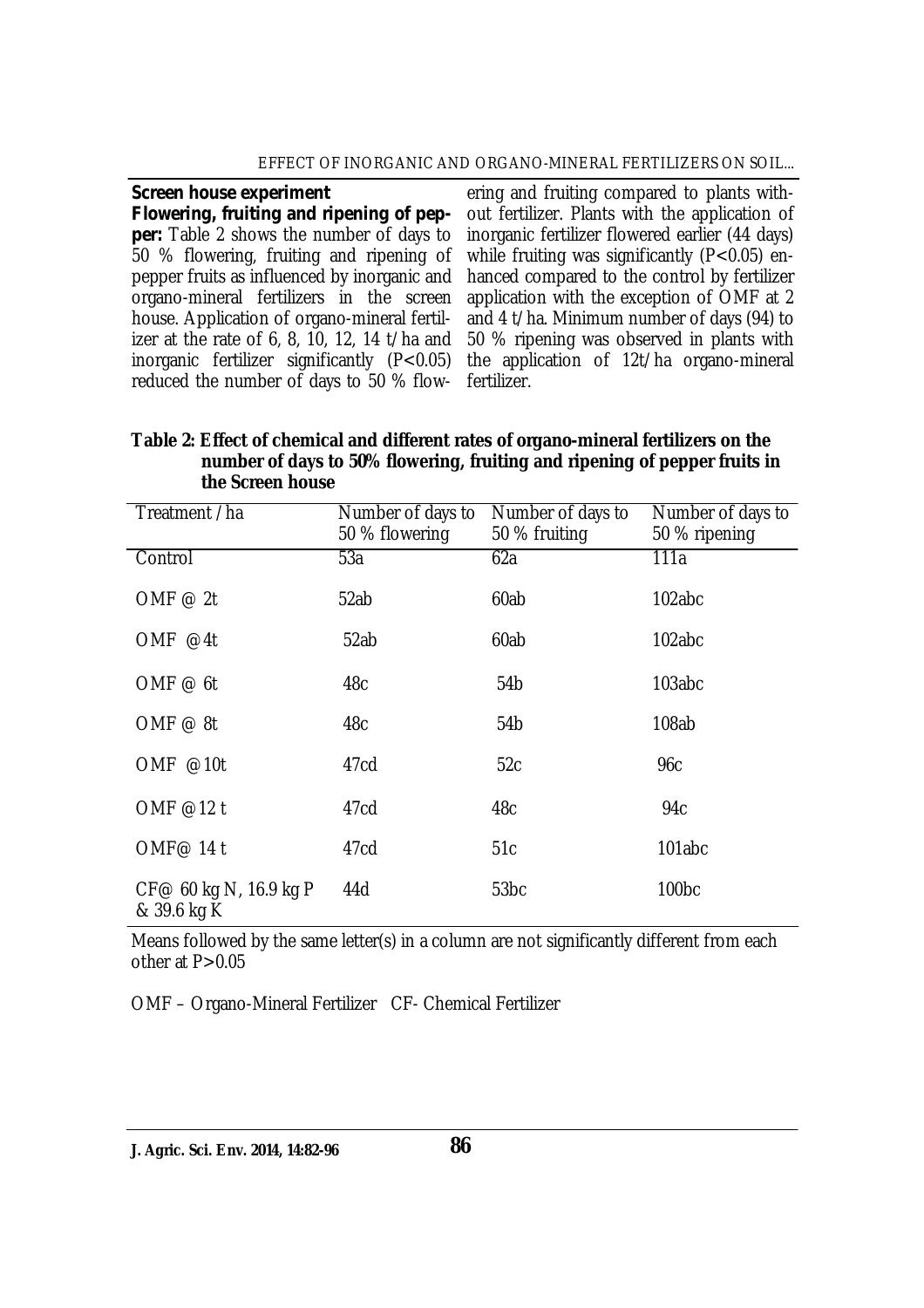### Screen house experiment

**Flowering, fruiting and ripening of pepper:** Table 2 shows the number of days to 50 % flowering, fruiting and ripening of pepper fruits as influenced by inorganic and organo-mineral fertilizers in the screen house. Application of organo-mineral fertilizer at the rate of 6, 8, 10, 12, 14 t/ha and inorganic fertilizer significantly ($P<0.05$) reduced the number of days to 50 % flowering and fruiting compared to plants without fertilizer. Plants with the application of inorganic fertilizer flowered earlier (44 days) while fruiting was significantly ($P<0.05$) enhanced compared to the control by fertilizer application with the exception of OMF at 2 and 4 t/ha. Minimum number of days (94) to 50 % ripening was observed in plants with the application of 12t/ha organo-mineral fertilizer.

**Table 2: Effect of chemical and different rates of organo-mineral fertilizers on the number of days to 50% flowering, fruiting and ripening of pepper fruits in the Screen house**

| Treatment /ha | Number of days to 50 % flowering | Number of days to 50 % fruiting | Number of days to 50 % ripening |
|---|---|---|---|
| Control | 53a | 62a | 111a |
| OMF @ 2t | 52ab | 60ab | 102abc |
| OMF @4t | 52ab | 60ab | 102abc |
| OMF @ 6t | 48c | 54b | 103abc |
| OMF @ 8t | 48c | 54b | 108ab |
| OMF @10t | 47cd | 52c | 96c |
| OMF @12 t | 47cd | 48c | 94c |
| OMF@ 14 t | 47cd | 51c | 101abc |
| CF@ 60 kg N, 16.9 kg P & 39.6 kg K | 44d | 53bc | 100bc |

Means followed by the same letter(s) in a column are not significantly different from each other at $P>0.05$

OMF – Organo-Mineral Fertilizer CF- Chemical Fertilizer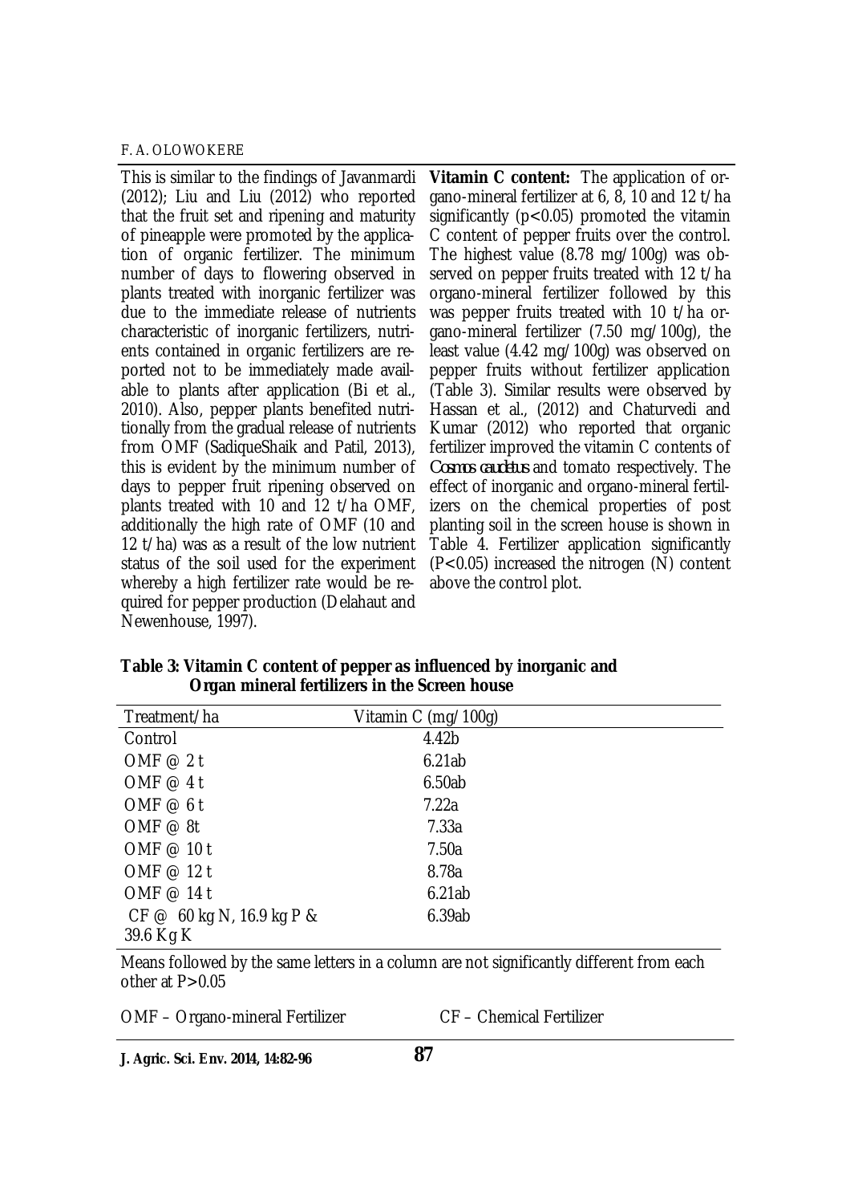This is similar to the findings of Javanmardi (2012); Liu and Liu (2012) who reported that the fruit set and ripening and maturity of pineapple were promoted by the application of organic fertilizer. The minimum number of days to flowering observed in plants treated with inorganic fertilizer was due to the immediate release of nutrients characteristic of inorganic fertilizers, nutrients contained in organic fertilizers are reported not to be immediately made available to plants after application (Bi et al., 2010). Also, pepper plants benefited nutritionally from the gradual release of nutrients from OMF (SadiqueShaik and Patil, 2013), this is evident by the minimum number of days to pepper fruit ripening observed on plants treated with 10 and 12 t/ha OMF, additionally the high rate of OMF (10 and 12 t/ha) was as a result of the low nutrient status of the soil used for the experiment whereby a high fertilizer rate would be required for pepper production (Delahaut and Newenhouse, 1997).

**Vitamin C content:** The application of organo-mineral fertilizer at 6, 8, 10 and 12 t/ha significantly ($p<0.05$) promoted the vitamin C content of pepper fruits over the control. The highest value (8.78 mg/100g) was observed on pepper fruits treated with 12 t/ha organo-mineral fertilizer followed by this was pepper fruits treated with 10 t/ha organo-mineral fertilizer (7.50 mg/100g), the least value (4.42 mg/100g) was observed on pepper fruits without fertilizer application (Table 3). Similar results were observed by Hassan et al., (2012) and Chaturvedi and Kumar (2012) who reported that organic fertilizer improved the vitamin C contents of *Cosmos caudetus* and tomato respectively. The effect of inorganic and organo-mineral fertilizers on the chemical properties of post planting soil in the screen house is shown in Table 4. Fertilizer application significantly ($P<0.05$) increased the nitrogen (N) content above the control plot.

**Table 3: Vitamin C content of pepper as influenced by inorganic and Organ mineral fertilizers in the Screen house**

| Treatment/ha | Vitamin C (mg/100g) |
|---|---|
| Control | 4.42b |
| OMF @ 2 t | 6.21ab |
| OMF @ 4 t | 6.50ab |
| OMF @ 6 t | 7.22a |
| OMF @ 8t | 7.33a |
| OMF @ 10 t | 7.50a |
| OMF @ 12 t | 8.78a |
| OMF @ 14 t | 6.21ab |
| CF @ 60 kg N, 16.9 kg P & 39.6 Kg K | 6.39ab |

Means followed by the same letters in a column are not significantly different from each other at $P>0.05$

OMF – Organo-mineral Fertilizer     CF – Chemical Fertilizer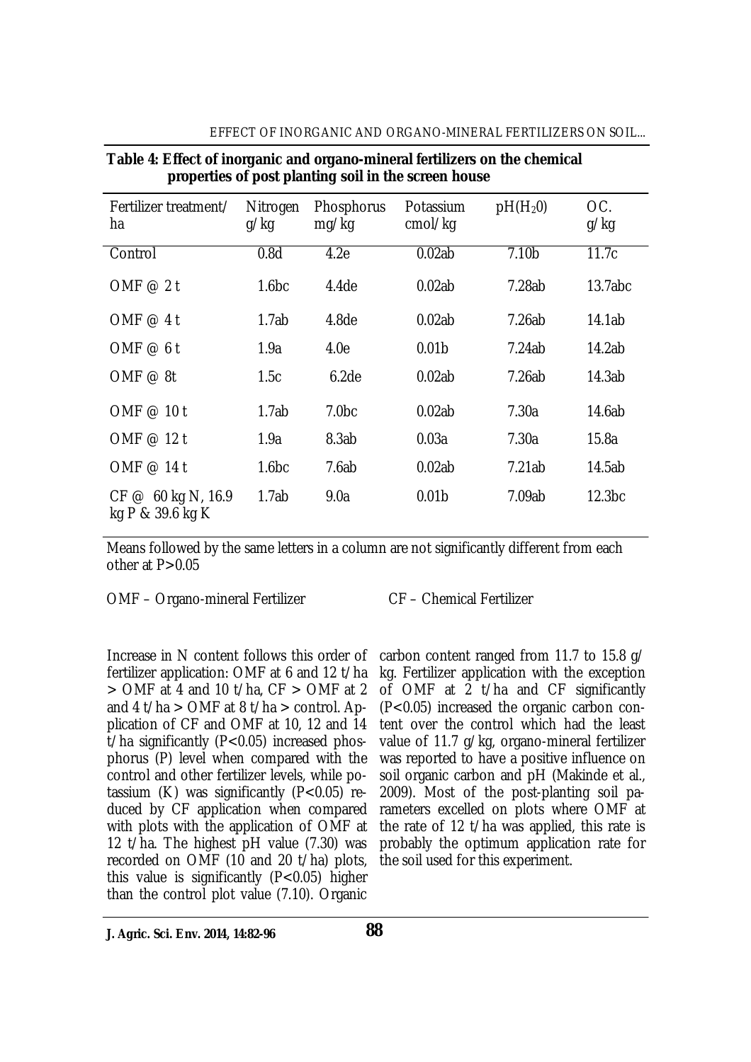**Table 4: Effect of inorganic and organo-mineral fertilizers on the chemical properties of post planting soil in the screen house**

| Fertilizer treatment/ ha | Nitrogen g/kg | Phosphorus mg/kg | Potassium cmol/kg | $pH(H_2O)$ | OC. g/kg |
|---|---|---|---|---|---|
| Control | 0.8d | 4.2e | 0.02ab | 7.10b | 11.7c |
| OMF @ 2 t | 1.6bc | 4.4de | 0.02ab | 7.28ab | 13.7abc |
| OMF @ 4 t | 1.7ab | 4.8de | 0.02ab | 7.26ab | 14.1ab |
| OMF @ 6 t | 1.9a | 4.0e | 0.01b | 7.24ab | 14.2ab |
| OMF @ 8t | 1.5c | 6.2de | 0.02ab | 7.26ab | 14.3ab |
| OMF @ 10 t | 1.7ab | 7.0bc | 0.02ab | 7.30a | 14.6ab |
| OMF @ 12 t | 1.9a | 8.3ab | 0.03a | 7.30a | 15.8a |
| OMF @ 14 t | 1.6bc | 7.6ab | 0.02ab | 7.21ab | 14.5ab |
| CF @ 60 kg N, 16.9 kg P & 39.6 kg K | 1.7ab | 9.0a | 0.01b | 7.09ab | 12.3bc |

Means followed by the same letters in a column are not significantly different from each other at $P>0.05$

OMF – Organo-mineral Fertilizer CF – Chemical Fertilizer

Increase in N content follows this order of fertilizer application: OMF at 6 and 12 t/ha > OMF at 4 and 10 t/ha, CF > OMF at 2 and 4 t/ha > OMF at 8 t/ha > control. Application of CF and OMF at 10, 12 and 14 t/ha significantly ($P<0.05$) increased phosphorus (P) level when compared with the control and other fertilizer levels, while potassium (K) was significantly ($P<0.05$) reduced by CF application when compared with plots with the application of OMF at 12 t/ha. The highest pH value (7.30) was recorded on OMF (10 and 20 t/ha) plots, this value is significantly ($P<0.05$) higher than the control plot value (7.10). Organic carbon content ranged from 11.7 to 15.8 g/kg. Fertilizer application with the exception of OMF at 2 t/ha and CF significantly ($P<0.05$) increased the organic carbon content over the control which had the least value of 11.7 g/kg, organo-mineral fertilizer was reported to have a positive influence on soil organic carbon and pH (Makinde et al., 2009). Most of the post-planting soil parameters excelled on plots where OMF at the rate of 12 t/ha was applied, this rate is probably the optimum application rate for the soil used for this experiment.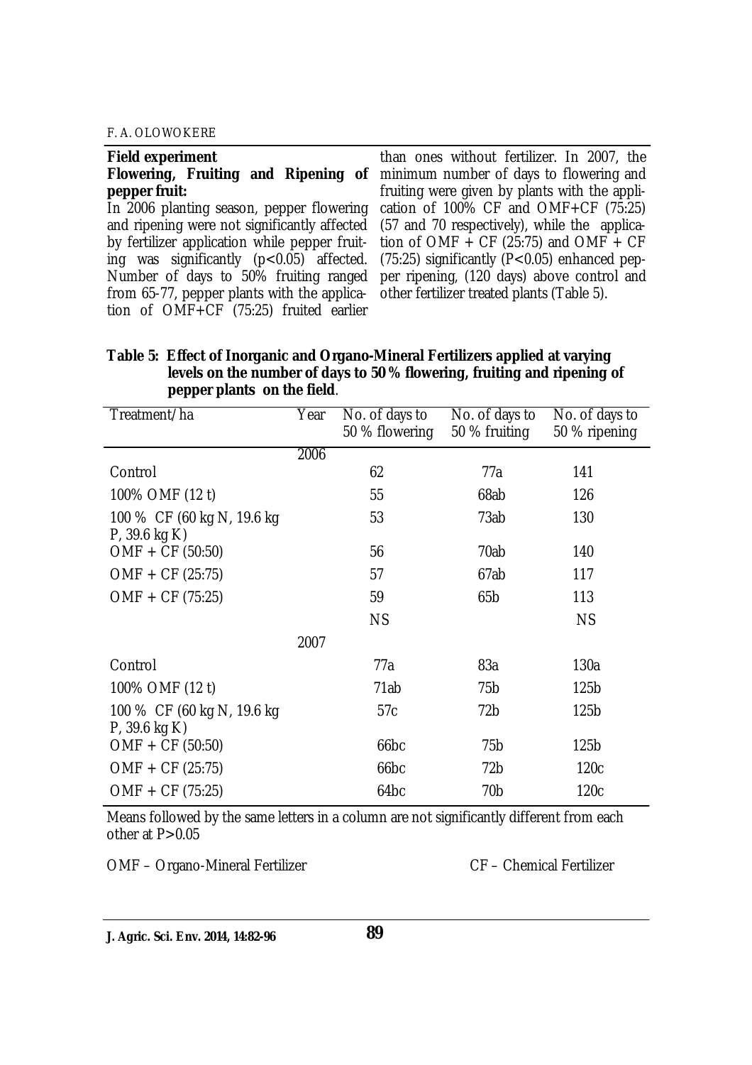**Field experiment**

**Flowering, Fruiting and Ripening of pepper fruit:**

In 2006 planting season, pepper flowering and ripening were not significantly affected by fertilizer application while pepper fruiting was significantly ($p<0.05$) affected. Number of days to 50% fruiting ranged from 65-77, pepper plants with the application of OMF+CF (75:25) fruited earlier than ones without fertilizer. In 2007, the minimum number of days to flowering and fruiting were given by plants with the application of 100% CF and OMF+CF (75:25) (57 and 70 respectively), while the application of OMF + CF (25:75) and OMF + CF (75:25) significantly ($P<0.05$) enhanced pepper ripening, (120 days) above control and other fertilizer treated plants (Table 5).

**Table 5: Effect of Inorganic and Organo-Mineral Fertilizers applied at varying levels on the number of days to 50% flowering, fruiting and ripening of pepper plants on the field**.

| Treatment/ha | Year | No. of days to 50 % flowering | No. of days to 50 % fruiting | No. of days to 50 % ripening |
|---|---|---|---|---|
| | 2006 | | | |
| Control | | 62 | 77a | 141 |
| 100% OMF (12 t) | | 55 | 68ab | 126 |
| 100 % CF (60 kg N, 19.6 kg P, 39.6 kg K) | | 53 | 73ab | 130 |
| OMF + CF (50:50) | | 56 | 70ab | 140 |
| OMF + CF (25:75) | | 57 | 67ab | 117 |
| OMF + CF (75:25) | | 59 | 65b | 113 |
| | | NS | | NS |
| | 2007 | | | |
| Control | | 77a | 83a | 130a |
| 100% OMF (12 t) | | 71ab | 75b | 125b |
| 100 % CF (60 kg N, 19.6 kg P, 39.6 kg K) | | 57c | 72b | 125b |
| OMF + CF (50:50) | | 66bc | 75b | 125b |
| OMF + CF (25:75) | | 66bc | 72b | 120c |
| OMF + CF (75:25) | | 64bc | 70b | 120c |

Means followed by the same letters in a column are not significantly different from each other at $P>0.05$

OMF – Organo-Mineral Fertilizer CF – Chemical Fertilizer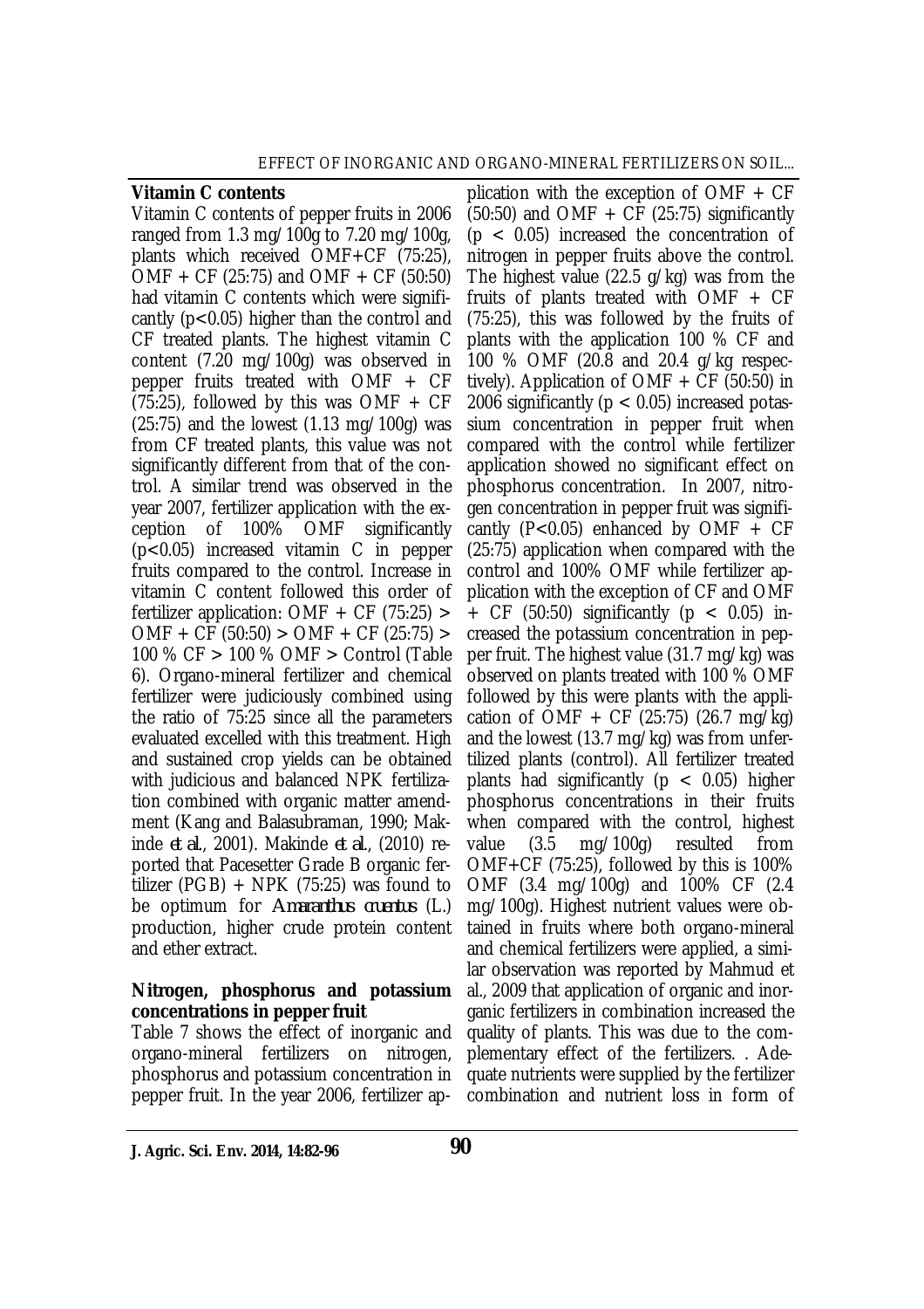**Vitamin C contents**

Vitamin C contents of pepper fruits in 2006 ranged from 1.3 mg/100g to 7.20 mg/100g, plants which received OMF+CF (75:25), OMF + CF (25:75) and OMF + CF (50:50) had vitamin C contents which were significantly ($p<0.05$) higher than the control and CF treated plants. The highest vitamin C content (7.20 mg/100g) was observed in pepper fruits treated with OMF + CF (75:25), followed by this was OMF + CF (25:75) and the lowest (1.13 mg/100g) was from CF treated plants, this value was not significantly different from that of the control. A similar trend was observed in the year 2007, fertilizer application with the exception of 100% OMF significantly ($p<0.05$) increased vitamin C in pepper fruits compared to the control. Increase in vitamin C content followed this order of fertilizer application: OMF + CF (75:25) > OMF + CF (50:50) > OMF + CF (25:75) > 100 % CF > 100 % OMF > Control (Table 6). Organo-mineral fertilizer and chemical fertilizer were judiciously combined using the ratio of 75:25 since all the parameters evaluated excelled with this treatment. High and sustained crop yields can be obtained with judicious and balanced NPK fertilization combined with organic matter amendment (Kang and Balasubraman, 1990; Makinde *et al.*, 2001). Makinde *et al.*, (2010) reported that Pacesetter Grade B organic fertilizer (PGB) + NPK (75:25) was found to be optimum for *Amaranthus cruentus* (L.) production, higher crude protein content and ether extract.

**Nitrogen, phosphorus and potassium concentrations in pepper fruit**

Table 7 shows the effect of inorganic and organo-mineral fertilizers on nitrogen, phosphorus and potassium concentration in pepper fruit. In the year 2006, fertilizer application with the exception of OMF + CF (50:50) and OMF + CF (25:75) significantly ($p < 0.05$) increased the concentration of nitrogen in pepper fruits above the control. The highest value (22.5 g/kg) was from the fruits of plants treated with OMF + CF (75:25), this was followed by the fruits of plants with the application 100 % CF and 100 % OMF (20.8 and 20.4 g/kg respectively). Application of OMF + CF (50:50) in 2006 significantly ($p < 0.05$) increased potassium concentration in pepper fruit when compared with the control while fertilizer application showed no significant effect on phosphorus concentration. In 2007, nitrogen concentration in pepper fruit was significantly ($P<0.05$) enhanced by OMF + CF (25:75) application when compared with the control and 100% OMF while fertilizer application with the exception of CF and OMF + CF (50:50) significantly ($p < 0.05$) increased the potassium concentration in pepper fruit. The highest value (31.7 mg/kg) was observed on plants treated with 100 % OMF followed by this were plants with the application of OMF + CF (25:75) (26.7 mg/kg) and the lowest (13.7 mg/kg) was from unfertilized plants (control). All fertilizer treated plants had significantly ($p < 0.05$) higher phosphorus concentrations in their fruits when compared with the control, highest value (3.5 mg/100g) resulted from OMF+CF (75:25), followed by this is 100% OMF (3.4 mg/100g) and 100% CF (2.4 mg/100g). Highest nutrient values were obtained in fruits where both organo-mineral and chemical fertilizers were applied, a similar observation was reported by Mahmud et al., 2009 that application of organic and inorganic fertilizers in combination increased the quality of plants. This was due to the complementary effect of the fertilizers. . Adequate nutrients were supplied by the fertilizer combination and nutrient loss in form of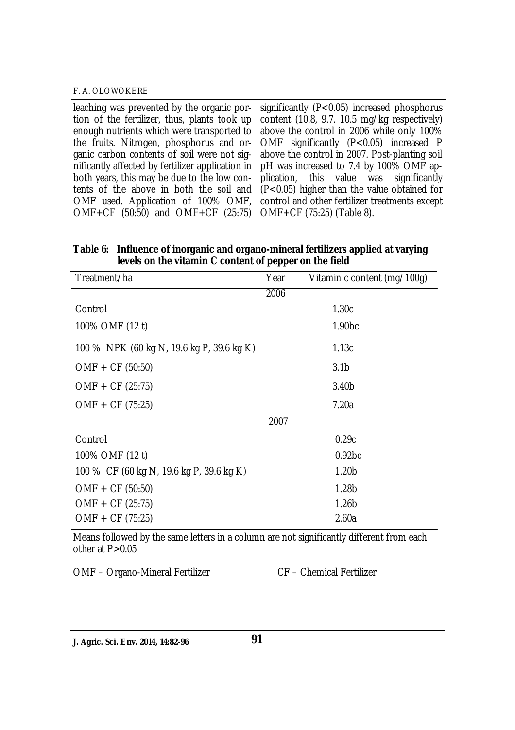leaching was prevented by the organic portion of the fertilizer, thus, plants took up enough nutrients which were transported to the fruits. Nitrogen, phosphorus and organic carbon contents of soil were not significantly affected by fertilizer application in both years, this may be due to the low contents of the above in both the soil and OMF used. Application of 100% OMF, OMF+CF (50:50) and OMF+CF (25:75) significantly ($P<0.05$) increased phosphorus content (10.8, 9.7. 10.5 mg/kg respectively) above the control in 2006 while only 100% OMF significantly ($P<0.05$) increased P above the control in 2007. Post-planting soil pH was increased to 7.4 by 100% OMF application, this value was significantly ($P<0.05$) higher than the value obtained for control and other fertilizer treatments except OMF+CF (75:25) (Table 8).

**Table 6: Influence of inorganic and organo-mineral fertilizers applied at varying levels on the vitamin C content of pepper on the field**

| Treatment/ha | Year | Vitamin c content (mg/100g) |
|---|---|---|
| | 2006 | |
| Control | | 1.30c |
| 100% OMF (12 t) | | 1.90bc |
| 100 % NPK (60 kg N, 19.6 kg P, 39.6 kg K) | | 1.13c |
| OMF + CF (50:50) | | 3.1b |
| OMF + CF (25:75) | | 3.40b |
| OMF + CF (75:25) | | 7.20a |
| | 2007 | |
| Control | | 0.29c |
| 100% OMF (12 t) | | 0.92bc |
| 100 % CF (60 kg N, 19.6 kg P, 39.6 kg K) | | 1.20b |
| OMF + CF (50:50) | | 1.28b |
| OMF + CF (25:75) | | 1.26b |
| OMF + CF (75:25) | | 2.60a |

Means followed by the same letters in a column are not significantly different from each other at $P>0.05$

OMF – Organo-Mineral Fertilizer CF – Chemical Fertilizer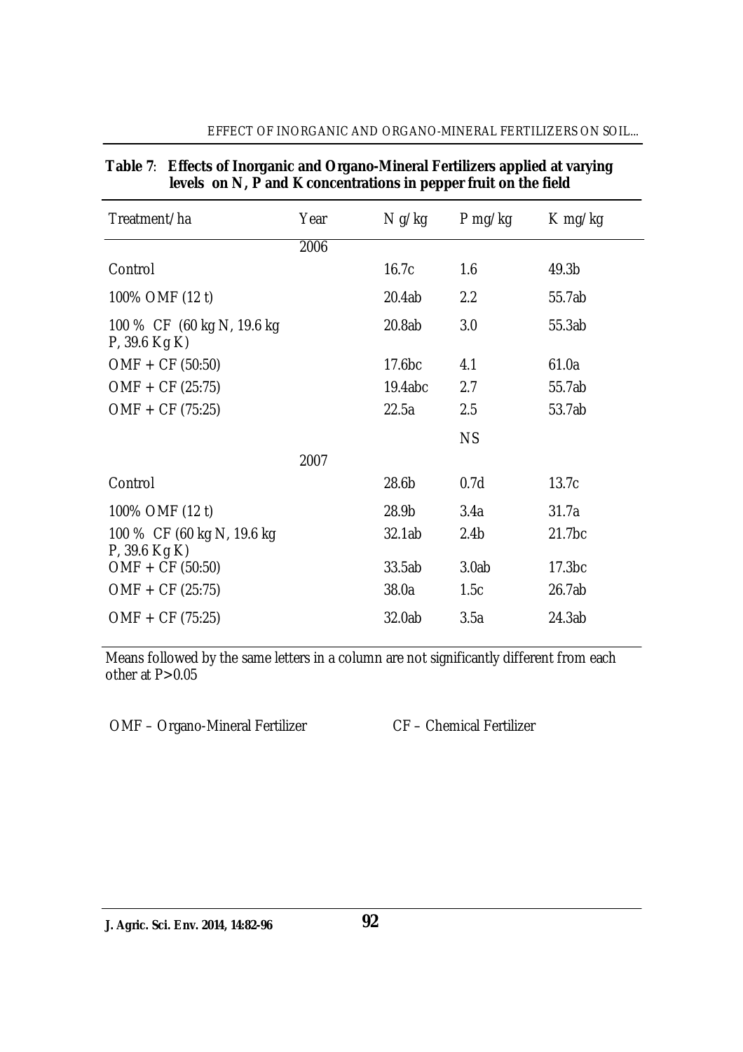**Table 7**: **Effects of Inorganic and Organo-Mineral Fertilizers applied at varying levels on N, P and K concentrations in pepper fruit on the field**

| Treatment/ha | Year | N g/kg | P mg/kg | K mg/kg |
|---|---|---|---|---|
| | 2006 | | | |
| Control | | 16.7c | 1.6 | 49.3b |
| 100% OMF (12 t) | | 20.4ab | 2.2 | 55.7ab |
| 100 % CF (60 kg N, 19.6 kg P, 39.6 Kg K) | | 20.8ab | 3.0 | 55.3ab |
| OMF + CF (50:50) | | 17.6bc | 4.1 | 61.0a |
| OMF + CF (25:75) | | 19.4abc | 2.7 | 55.7ab |
| OMF + CF (75:25) | | 22.5a | 2.5 | 53.7ab |
| | | | NS | |
| | 2007 | | | |
| Control | | 28.6b | 0.7d | 13.7c |
| 100% OMF (12 t) | | 28.9b | 3.4a | 31.7a |
| 100 % CF (60 kg N, 19.6 kg P, 39.6 Kg K) | | 32.1ab | 2.4b | 21.7bc |
| OMF + CF (50:50) | | 33.5ab | 3.0ab | 17.3bc |
| OMF + CF (25:75) | | 38.0a | 1.5c | 26.7ab |
| OMF + CF (75:25) | | 32.0ab | 3.5a | 24.3ab |

Means followed by the same letters in a column are not significantly different from each other at P>0.05

OMF – Organo-Mineral Fertilizer CF – Chemical Fertilizer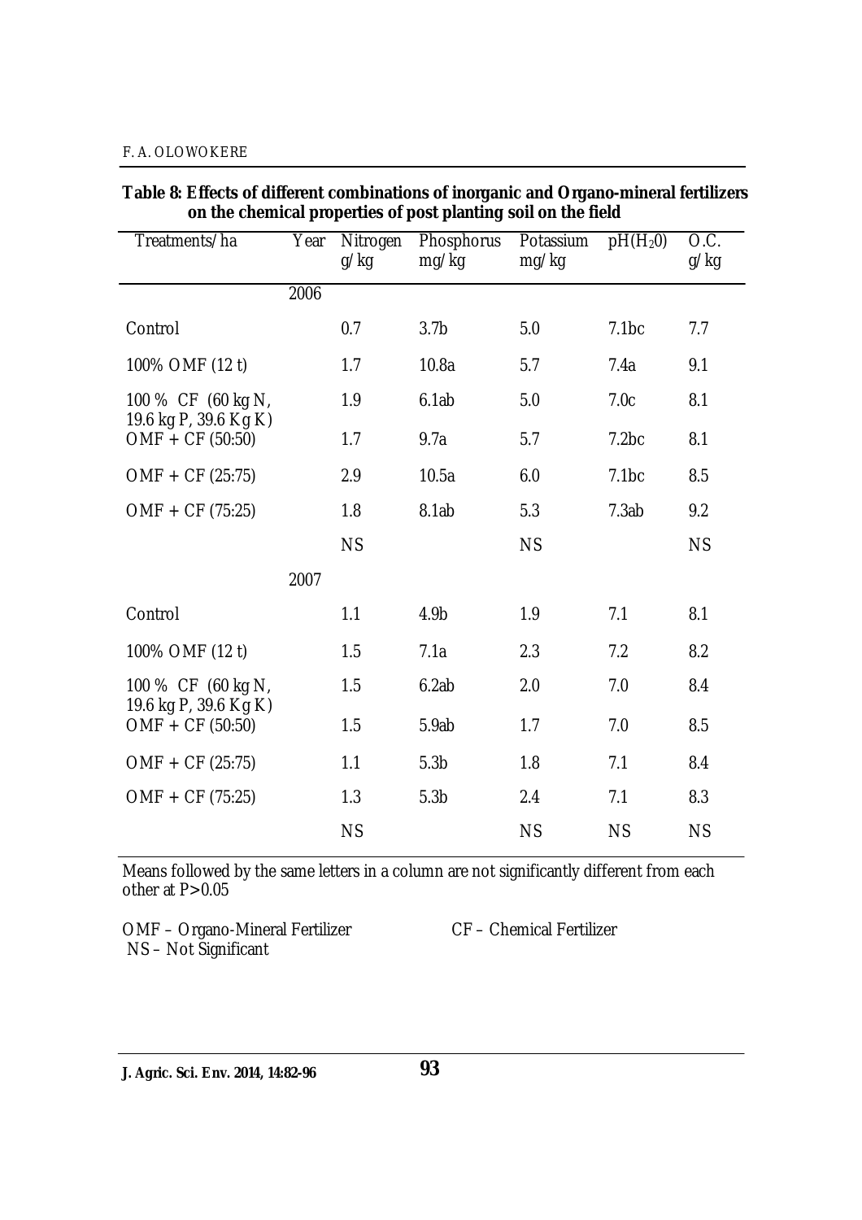**Table 8: Effects of different combinations of inorganic and Organo-mineral fertilizers on the chemical properties of post planting soil on the field**

| Treatments/ha | Year | Nitrogen g/kg | Phosphorus mg/kg | Potassium mg/kg | pH($H_2O$) | O.C. g/kg |
|---|---|---|---|---|---|---|
| | 2006 | | | | | |
| Control | | 0.7 | 3.7b | 5.0 | 7.1bc | 7.7 |
| 100% OMF (12 t) | | 1.7 | 10.8a | 5.7 | 7.4a | 9.1 |
| 100 % CF (60 kg N, 19.6 kg P, 39.6 Kg K) | | 1.9 | 6.1ab | 5.0 | 7.0c | 8.1 |
| OMF + CF (50:50) | | 1.7 | 9.7a | 5.7 | 7.2bc | 8.1 |
| OMF + CF (25:75) | | 2.9 | 10.5a | 6.0 | 7.1bc | 8.5 |
| OMF + CF (75:25) | | 1.8 | 8.1ab | 5.3 | 7.3ab | 9.2 |
| | | NS | | NS | | NS |
| | 2007 | | | | | |
| Control | | 1.1 | 4.9b | 1.9 | 7.1 | 8.1 |
| 100% OMF (12 t) | | 1.5 | 7.1a | 2.3 | 7.2 | 8.2 |
| 100 % CF (60 kg N, 19.6 kg P, 39.6 Kg K) | | 1.5 | 6.2ab | 2.0 | 7.0 | 8.4 |
| OMF + CF (50:50) | | 1.5 | 5.9ab | 1.7 | 7.0 | 8.5 |
| OMF + CF (25:75) | | 1.1 | 5.3b | 1.8 | 7.1 | 8.4 |
| OMF + CF (75:25) | | 1.3 | 5.3b | 2.4 | 7.1 | 8.3 |
| | | NS | | NS | NS | NS |

Means followed by the same letters in a column are not significantly different from each other at P>0.05

OMF – Organo-Mineral Fertilizer CF – Chemical Fertilizer
NS – Not Significant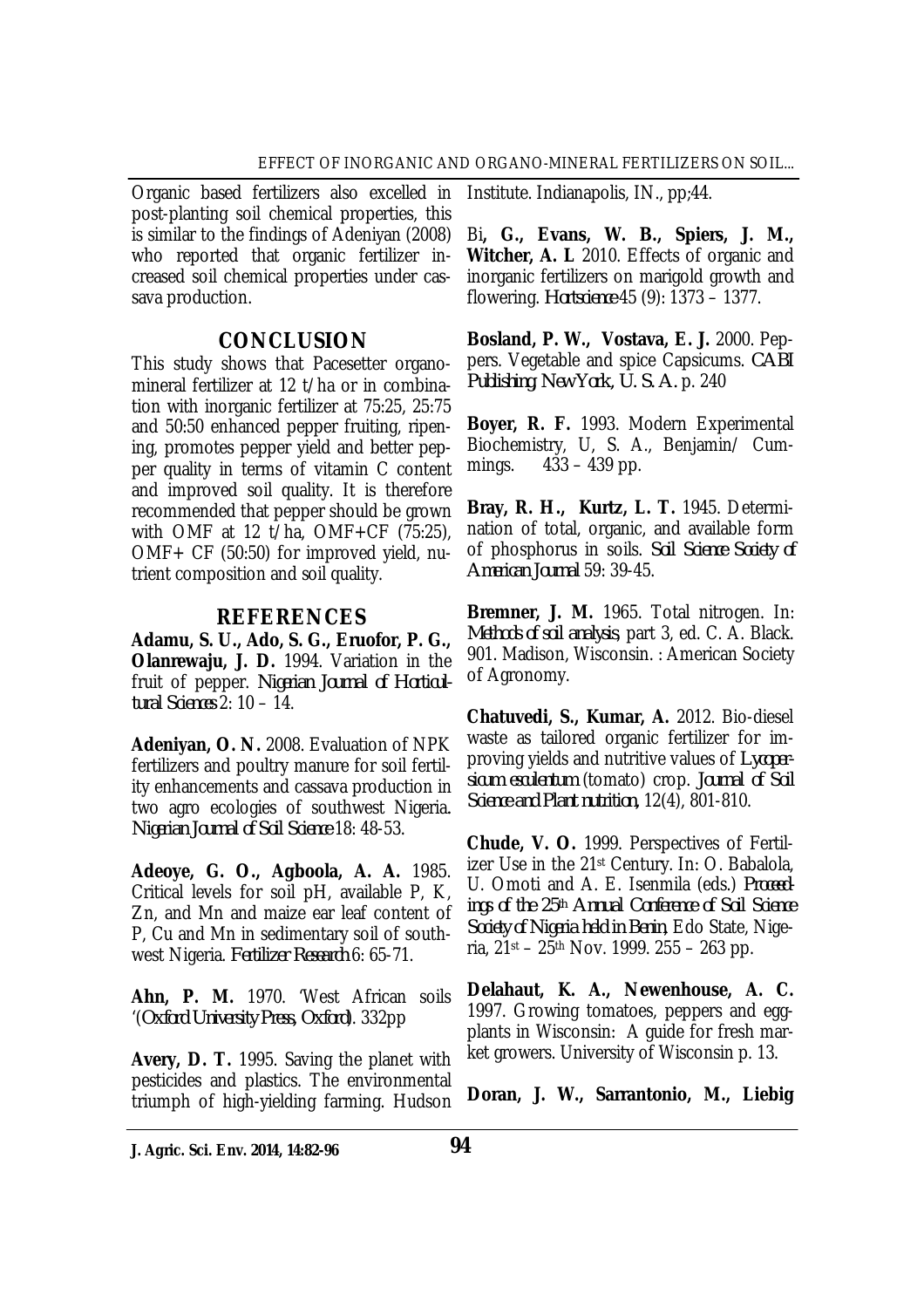Organic based fertilizers also excelled in post-planting soil chemical properties, this is similar to the findings of Adeniyan (2008) who reported that organic fertilizer increased soil chemical properties under cassava production.

## CONCLUSION

This study shows that Pacesetter organo-mineral fertilizer at 12 t/ha or in combination with inorganic fertilizer at 75:25, 25:75 and 50:50 enhanced pepper fruiting, ripening, promotes pepper yield and better pepper quality in terms of vitamin C content and improved soil quality. It is therefore recommended that pepper should be grown with OMF at 12 t/ha, OMF+CF (75:25), OMF+ CF (50:50) for improved yield, nutrient composition and soil quality.

## REFERENCES

**Adamu, S. U., Ado, S. G., Eruofor, P. G., Olanrewaju, J. D.** 1994. Variation in the fruit of pepper. *Nigerian Journal of Horticultural Sciences* 2: 10 – 14.

**Adeniyan, O. N.** 2008. Evaluation of NPK fertilizers and poultry manure for soil fertility enhancements and cassava production in two agro ecologies of southwest Nigeria. *Nigerian Journal of Soil Science* 18: 48-53.

**Adeoye, G. O., Agboola, A. A.** 1985. Critical levels for soil pH, available P, K, Zn, and Mn and maize ear leaf content of P, Cu and Mn in sedimentary soil of southwest Nigeria. *Fertilizer Research* 6: 65-71.

**Ahn, P. M.** 1970. 'West African soils '(*Oxford University Press, Oxford*). 332pp

**Avery, D. T.** 1995. Saving the planet with pesticides and plastics. The environmental triumph of high-yielding farming. Hudson Institute. Indianapolis, IN., pp;44.

**Bi, G., Evans, W. B., Spiers, J. M., Witcher, A. L** 2010. Effects of organic and inorganic fertilizers on marigold growth and flowering. *Hortscience* 45 (9): 1373 – 1377.

**Bosland, P. W., Vostava, E. J.** 2000. Peppers. Vegetable and spice Capsicums. *CABI Publishing. New York, U. S. A.* p. 240

**Boyer, R. F.** 1993. Modern Experimental Biochemistry, U, S. A., Benjamin/ Cummings. 433 – 439 pp.

**Bray, R. H., Kurtz, L. T.** 1945. Determination of total, organic, and available form of phosphorus in soils. *Soil Science Society of American Journal* 59: 39-45.

**Bremner, J. M.** 1965. Total nitrogen. In: *Methods of soil analysis*, part 3, ed. C. A. Black. 901. Madison, Wisconsin. : American Society of Agronomy.

**Chatuvedi, S., Kumar, A.** 2012. Bio-diesel waste as tailored organic fertilizer for improving yields and nutritive values of *Lycopersicum esculentum* (tomato) crop. *Journal of Soil Science and Plant nutrition*, 12(4), 801-810.

**Chude, V. O.** 1999. Perspectives of Fertilizer Use in the 21st Century. In: O. Babalola, U. Omoti and A. E. Isenmila (eds.) *Proceedings of the 25th Annual Conference of Soil Science Society of Nigeria held in Benin*, Edo State, Nigeria, 21st – 25th Nov. 1999. 255 – 263 pp.

**Delahaut, K. A., Newenhouse, A. C.** 1997. Growing tomatoes, peppers and eggplants in Wisconsin: A guide for fresh market growers. University of Wisconsin p. 13.

**Doran, J. W., Sarrantonio, M., Liebig**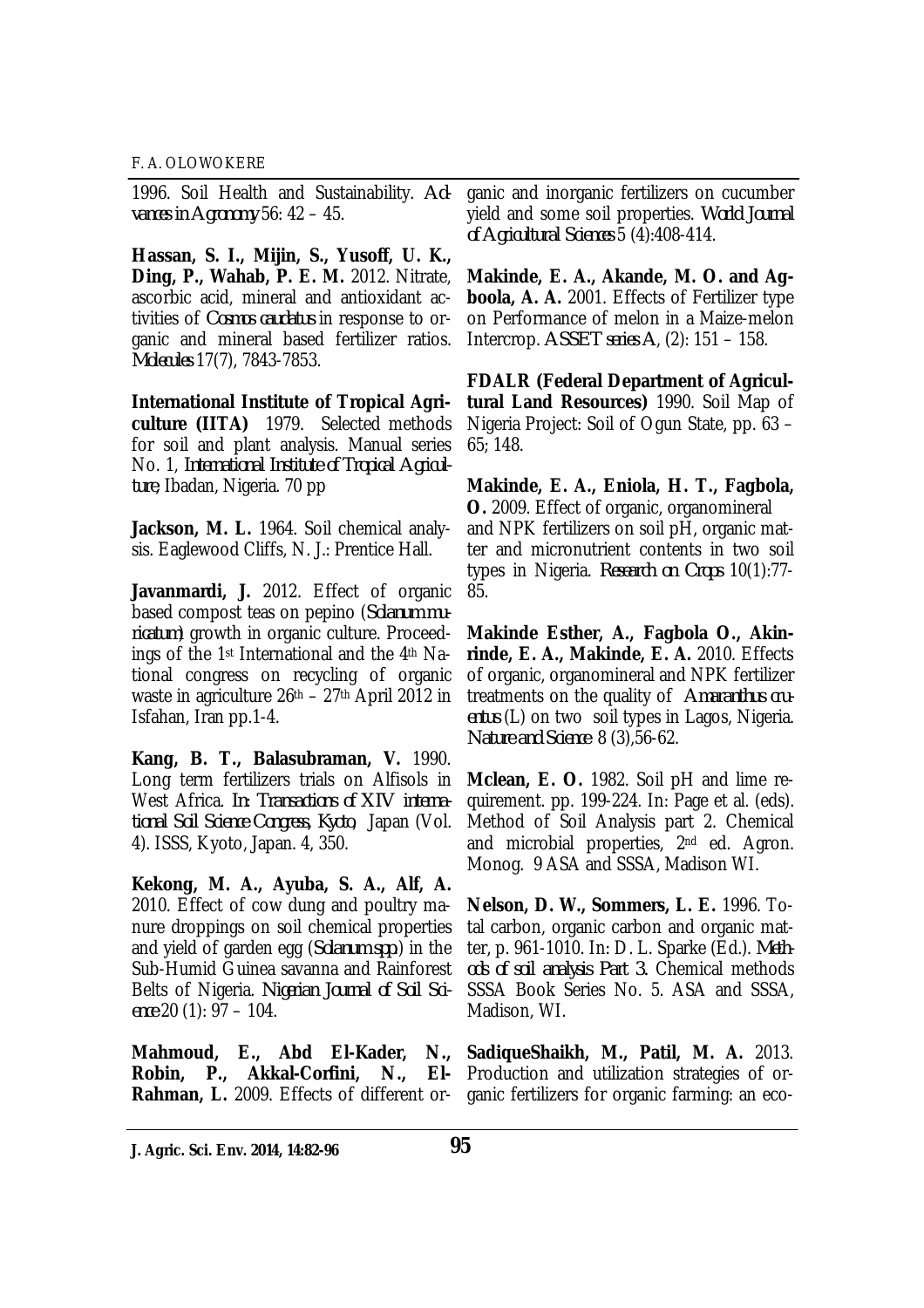1996. Soil Health and Sustainability. *Advances in Agronomy* 56: 42 – 45.

**Hassan, S. I., Mijin, S., Yusoff, U. K., Ding, P., Wahab, P. E. M.** 2012. Nitrate, ascorbic acid, mineral and antioxidant activities of *Cosmos caudatus* in response to organic and mineral based fertilizer ratios. *Molecules* 17(7), 7843-7853.

**International Institute of Tropical Agriculture (IITA)** 1979. Selected methods for soil and plant analysis. Manual series No. 1, *International Institute of Tropical Agriculture*, Ibadan, Nigeria. 70 pp

**Jackson, M. L.** 1964. Soil chemical analysis. Eaglewood Cliffs, N. J.: Prentice Hall.

**Javanmardi, J.** 2012. Effect of organic based compost teas on pepino (*Solanum muricatum*) growth in organic culture. Proceedings of the 1st International and the 4th National congress on recycling of organic waste in agriculture 26th – 27th April 2012 in Isfahan, Iran pp.1-4.

**Kang, B. T., Balasubraman, V.** 1990. Long term fertilizers trials on Alfisols in West Africa. *In: Transactions of XIV international Soil Science Congress, Kyoto*, Japan (Vol. 4). ISSS, Kyoto, Japan. 4, 350.

**Kekong, M. A., Ayuba, S. A., Alf, A.** 2010. Effect of cow dung and poultry manure droppings on soil chemical properties and yield of garden egg (*Solanum spp*) in the Sub-Humid Guinea savanna and Rainforest Belts of Nigeria. *Nigerian Journal of Soil Science* 20 (1): 97 – 104.

**Mahmoud, E., Abd El-Kader, N., Robin, P., Akkal-Corfini, N., El-Rahman, L.** 2009. Effects of different organic and inorganic fertilizers on cucumber yield and some soil properties. *World Journal of Agricultural Sciences* 5 (4):408-414.

**Makinde, E. A., Akande, M. O. and Agboola, A. A.** 2001. Effects of Fertilizer type on Performance of melon in a Maize-melon Intercrop. *ASSET series A*, (2): 151 – 158.

**FDALR (Federal Department of Agricultural Land Resources)** 1990. Soil Map of Nigeria Project: Soil of Ogun State, pp. 63 – 65; 148.

**Makinde, E. A., Eniola, H. T., Fagbola, O.** 2009. Effect of organic, organomineral and NPK fertilizers on soil pH, organic matter and micronutrient contents in two soil types in Nigeria. *Research on Crops* 10(1):77-85.

**Makinde Esther, A., Fagbola O., Akinrinde, E. A., Makinde, E. A.** 2010. Effects of organic, organomineral and NPK fertilizer treatments on the quality of *Amaranthus cruentus* (L) on two soil types in Lagos, Nigeria. *Nature and Science* 8 (3),56-62.

**Mclean, E. O.** 1982. Soil pH and lime requirement. pp. 199-224. In: Page et al. (eds). Method of Soil Analysis part 2. Chemical and microbial properties, 2nd ed. Agron. Monog. 9 ASA and SSSA, Madison WI.

**Nelson, D. W., Sommers, L. E.** 1996. Total carbon, organic carbon and organic matter, p. 961-1010. In: D. L. Sparke (Ed.). *Methods of soil analysis Part 3.* Chemical methods SSSA Book Series No. 5. ASA and SSSA, Madison, WI.

**SadiqueShaikh, M., Patil, M. A.** 2013. Production and utilization strategies of organic fertilizers for organic farming: an eco-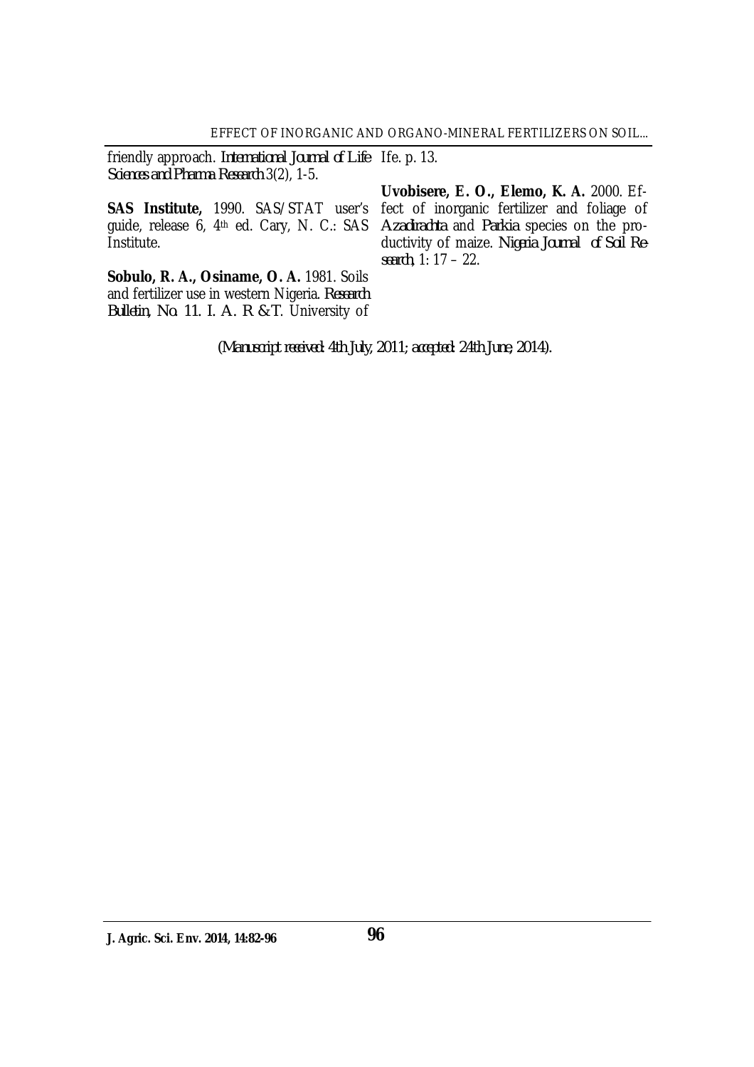friendly approach. *International Journal of Life Sciences and Pharma Research* 3(2), 1-5.

**SAS Institute,** 1990. SAS/STAT user's guide, release 6, 4th ed. Cary, N. C.: SAS Institute.

**Sobulo, R. A., Osiname, O. A.** 1981. Soils and fertilizer use in western Nigeria. *Research Bulletin, No.* 11. I. A. R &T. University of Ife. p. 13.

**Uvobisere, E. O., Elemo, K. A.** 2000. Effect of inorganic fertilizer and foliage of *Azadirachta* and *Parkia* species on the productivity of maize. *Nigeria Journal of Soil Research*, 1: 17 – 22.

*(Manuscript received: 4th July, 2011; accepted: 24th June, 2014).*